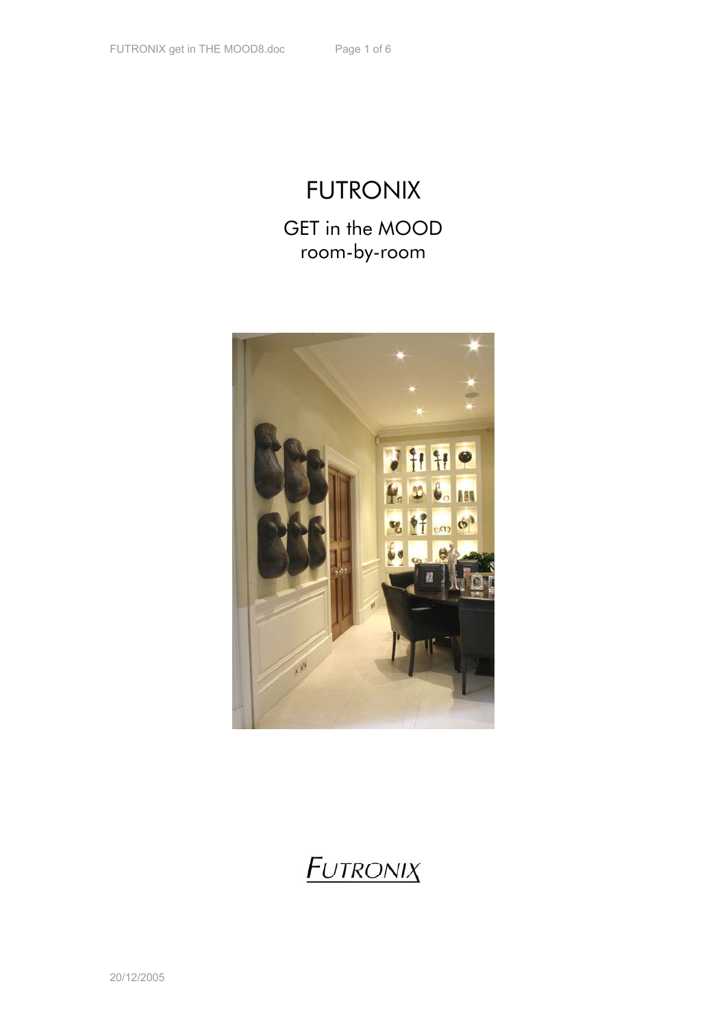# FUTRONIX

## GET in the MOOD
## room-by-room

FUTRONIX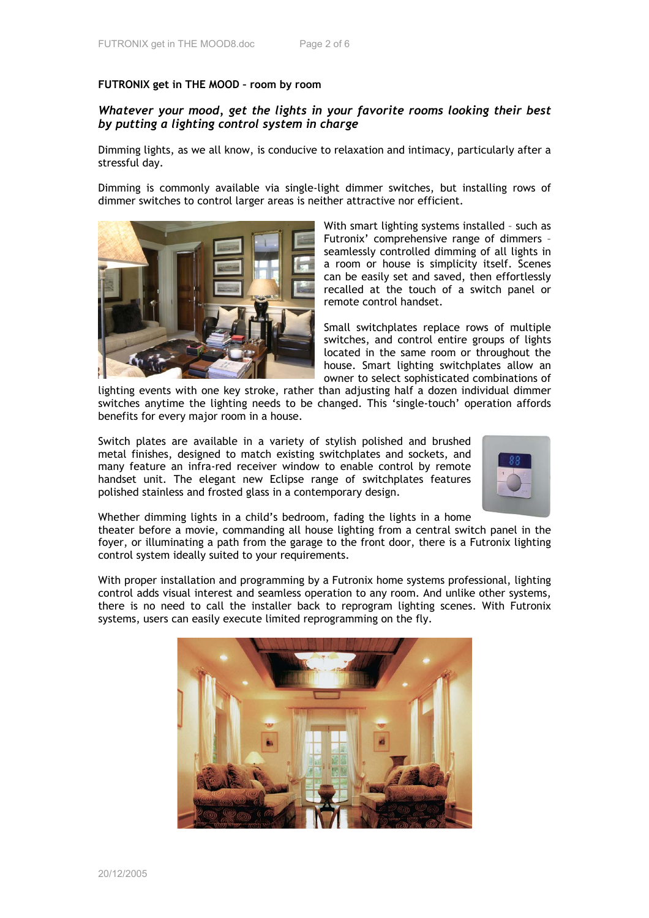**FUTRONIX get in THE MOOD – room by room**

***Whatever your mood, get the lights in your favorite rooms looking their best by putting a lighting control system in charge***

Dimming lights, as we all know, is conducive to relaxation and intimacy, particularly after a stressful day.

Dimming is commonly available via single-light dimmer switches, but installing rows of dimmer switches to control larger areas is neither attractive nor efficient.

With smart lighting systems installed – such as Futronix' comprehensive range of dimmers – seamlessly controlled dimming of all lights in a room or house is simplicity itself. Scenes can be easily set and saved, then effortlessly recalled at the touch of a switch panel or remote control handset.

Small switchplates replace rows of multiple switches, and control entire groups of lights located in the same room or throughout the house. Smart lighting switchplates allow an owner to select sophisticated combinations of lighting events with one key stroke, rather than adjusting half a dozen individual dimmer switches anytime the lighting needs to be changed. This 'single-touch' operation affords benefits for every major room in a house.

Switch plates are available in a variety of stylish polished and brushed metal finishes, designed to match existing switchplates and sockets, and many feature an infra-red receiver window to enable control by remote handset unit. The elegant new Eclipse range of switchplates features polished stainless and frosted glass in a contemporary design.

Whether dimming lights in a child's bedroom, fading the lights in a home theater before a movie, commanding all house lighting from a central switch panel in the foyer, or illuminating a path from the garage to the front door, there is a Futronix lighting control system ideally suited to your requirements.

With proper installation and programming by a Futronix home systems professional, lighting control adds visual interest and seamless operation to any room. And unlike other systems, there is no need to call the installer back to reprogram lighting scenes. With Futronix systems, users can easily execute limited reprogramming on the fly.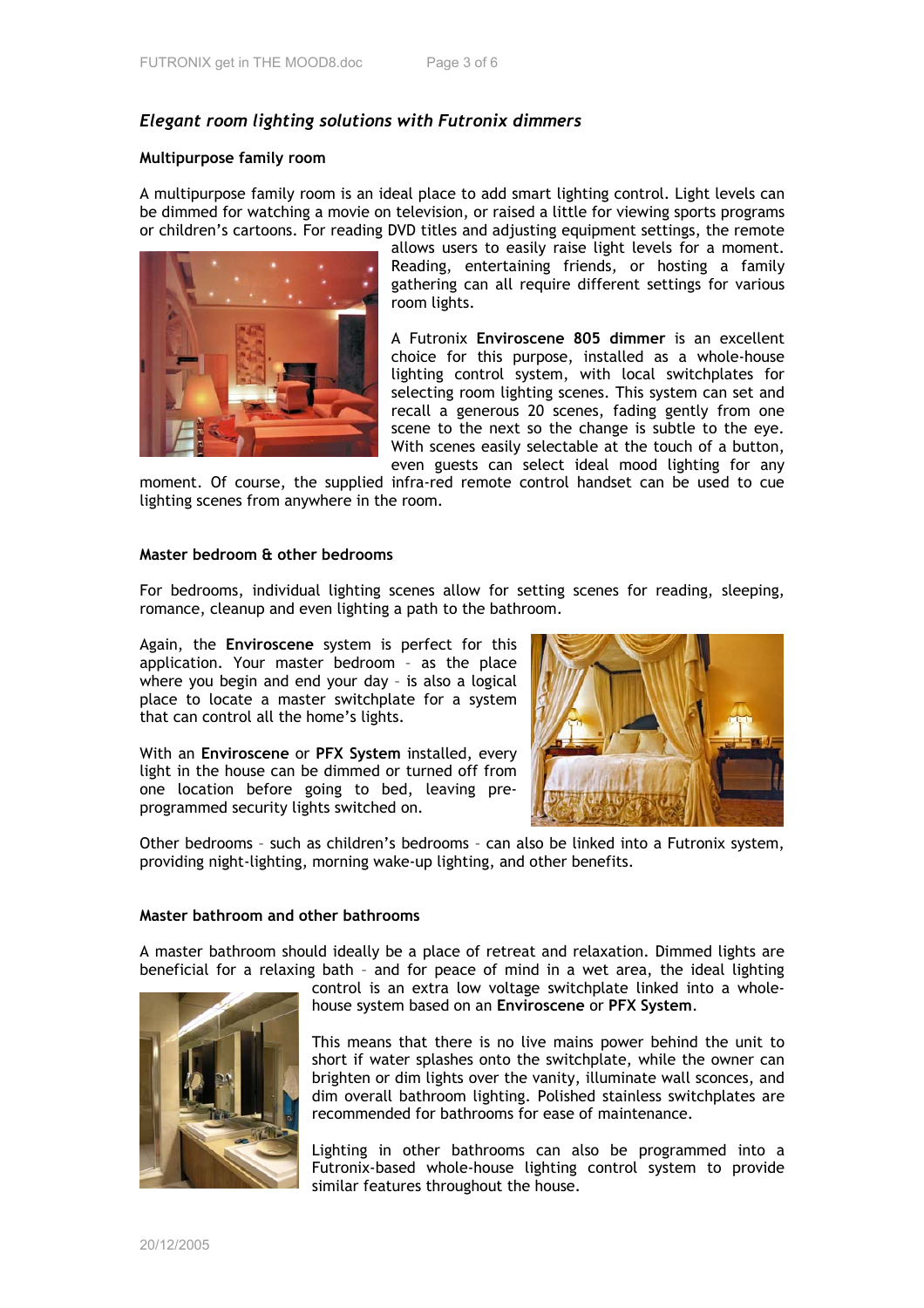## *Elegant room lighting solutions with Futronix dimmers*

### Multipurpose family room

A multipurpose family room is an ideal place to add smart lighting control. Light levels can be dimmed for watching a movie on television, or raised a little for viewing sports programs or children's cartoons. For reading DVD titles and adjusting equipment settings, the remote allows users to easily raise light levels for a moment. Reading, entertaining friends, or hosting a family gathering can all require different settings for various room lights.

A Futronix **Enviroscene 805 dimmer** is an excellent choice for this purpose, installed as a whole-house lighting control system, with local switchplates for selecting room lighting scenes. This system can set and recall a generous 20 scenes, fading gently from one scene to the next so the change is subtle to the eye. With scenes easily selectable at the touch of a button, even guests can select ideal mood lighting for any moment. Of course, the supplied infra-red remote control handset can be used to cue lighting scenes from anywhere in the room.

### Master bedroom & other bedrooms

For bedrooms, individual lighting scenes allow for setting scenes for reading, sleeping, romance, cleanup and even lighting a path to the bathroom.

Again, the **Enviroscene** system is perfect for this application. Your master bedroom – as the place where you begin and end your day – is also a logical place to locate a master switchplate for a system that can control all the home's lights.

With an **Enviroscene** or **PFX System** installed, every light in the house can be dimmed or turned off from one location before going to bed, leaving pre-programmed security lights switched on.

Other bedrooms – such as children's bedrooms – can also be linked into a Futronix system, providing night-lighting, morning wake-up lighting, and other benefits.

### Master bathroom and other bathrooms

A master bathroom should ideally be a place of retreat and relaxation. Dimmed lights are beneficial for a relaxing bath – and for peace of mind in a wet area, the ideal lighting control is an extra low voltage switchplate linked into a whole-house system based on an **Enviroscene** or **PFX System**.

This means that there is no live mains power behind the unit to short if water splashes onto the switchplate, while the owner can brighten or dim lights over the vanity, illuminate wall sconces, and dim overall bathroom lighting. Polished stainless switchplates are recommended for bathrooms for ease of maintenance.

Lighting in other bathrooms can also be programmed into a Futronix-based whole-house lighting control system to provide similar features throughout the house.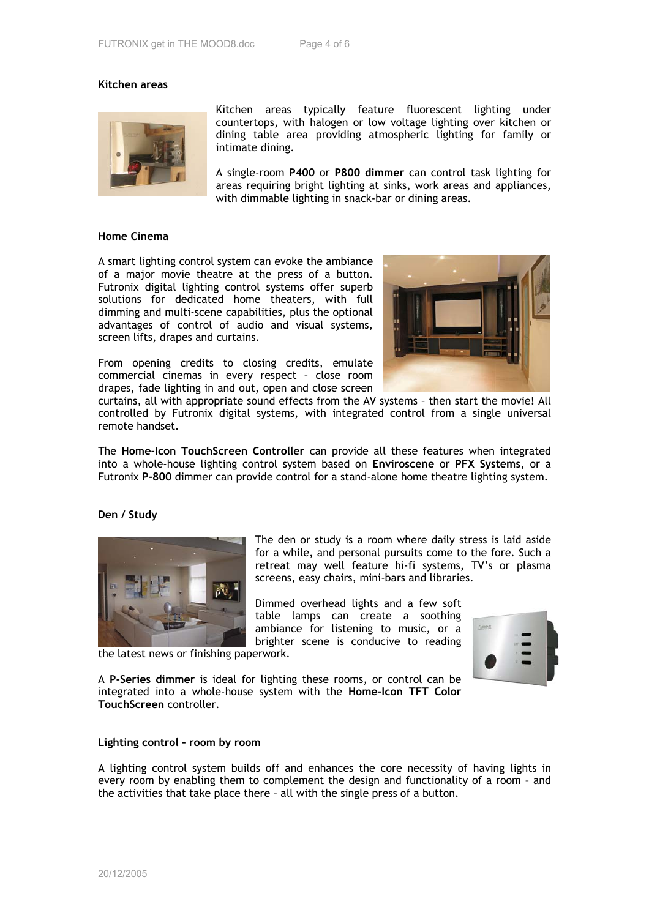**Kitchen areas**

Kitchen areas typically feature fluorescent lighting under countertops, with halogen or low voltage lighting over kitchen or dining table area providing atmospheric lighting for family or intimate dining.

A single-room **P400** or **P800 dimmer** can control task lighting for areas requiring bright lighting at sinks, work areas and appliances, with dimmable lighting in snack-bar or dining areas.

**Home Cinema**

A smart lighting control system can evoke the ambiance of a major movie theatre at the press of a button. Futronix digital lighting control systems offer superb solutions for dedicated home theaters, with full dimming and multi-scene capabilities, plus the optional advantages of control of audio and visual systems, screen lifts, drapes and curtains.

From opening credits to closing credits, emulate commercial cinemas in every respect – close room drapes, fade lighting in and out, open and close screen curtains, all with appropriate sound effects from the AV systems – then start the movie! All controlled by Futronix digital systems, with integrated control from a single universal remote handset.

The **Home-Icon TouchScreen Controller** can provide all these features when integrated into a whole-house lighting control system based on **Enviroscene** or **PFX Systems**, or a Futronix **P-800** dimmer can provide control for a stand-alone home theatre lighting system.

**Den / Study**

The den or study is a room where daily stress is laid aside for a while, and personal pursuits come to the fore. Such a retreat may well feature hi-fi systems, TV's or plasma screens, easy chairs, mini-bars and libraries.

Dimmed overhead lights and a few soft table lamps can create a soothing ambiance for listening to music, or a brighter scene is conducive to reading the latest news or finishing paperwork.

A **P-Series dimmer** is ideal for lighting these rooms, or control can be integrated into a whole-house system with the **Home-Icon TFT Color TouchScreen** controller.

**Lighting control – room by room**

A lighting control system builds off and enhances the core necessity of having lights in every room by enabling them to complement the design and functionality of a room – and the activities that take place there – all with the single press of a button.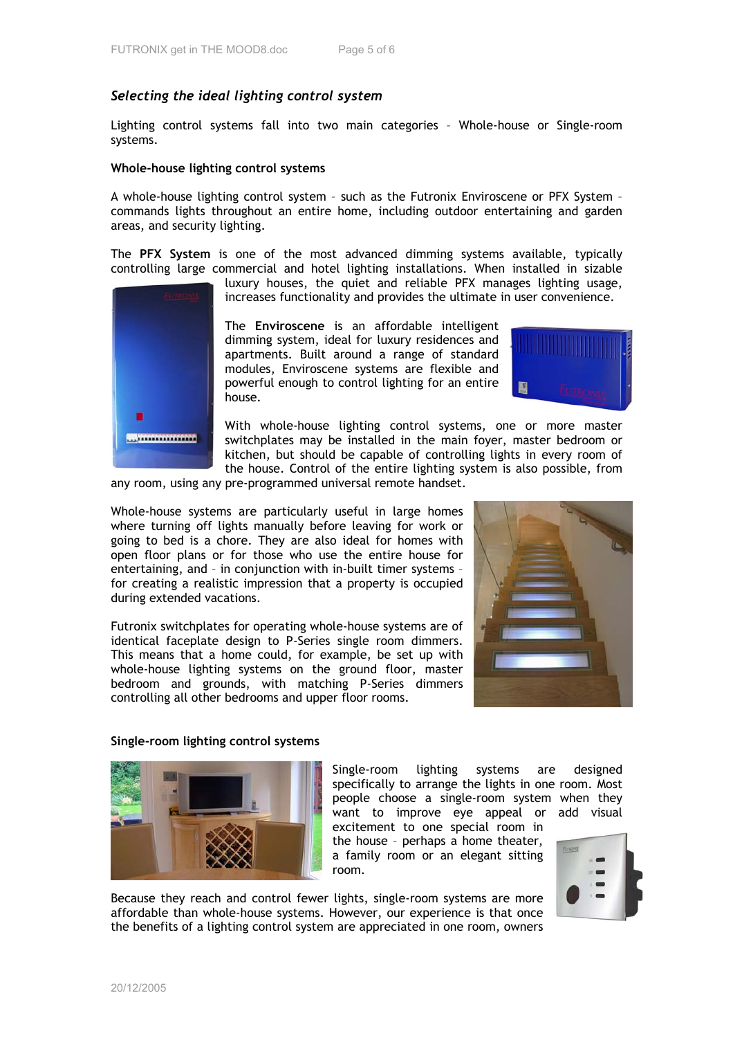### *Selecting the ideal lighting control system*

Lighting control systems fall into two main categories – Whole-house or Single-room systems.

**Whole-house lighting control systems**

A whole-house lighting control system – such as the Futronix Enviroscene or PFX System – commands lights throughout an entire home, including outdoor entertaining and garden areas, and security lighting.

The **PFX System** is one of the most advanced dimming systems available, typically controlling large commercial and hotel lighting installations. When installed in sizable luxury houses, the quiet and reliable PFX manages lighting usage, increases functionality and provides the ultimate in user convenience.

The **Enviroscene** is an affordable intelligent dimming system, ideal for luxury residences and apartments. Built around a range of standard modules, Enviroscene systems are flexible and powerful enough to control lighting for an entire house.

With whole-house lighting control systems, one or more master switchplates may be installed in the main foyer, master bedroom or kitchen, but should be capable of controlling lights in every room of the house. Control of the entire lighting system is also possible, from any room, using any pre-programmed universal remote handset.

Whole-house systems are particularly useful in large homes where turning off lights manually before leaving for work or going to bed is a chore. They are also ideal for homes with open floor plans or for those who use the entire house for entertaining, and – in conjunction with in-built timer systems – for creating a realistic impression that a property is occupied during extended vacations.

Futronix switchplates for operating whole-house systems are of identical faceplate design to P-Series single room dimmers. This means that a home could, for example, be set up with whole-house lighting systems on the ground floor, master bedroom and grounds, with matching P-Series dimmers controlling all other bedrooms and upper floor rooms.

**Single-room lighting control systems**

Single-room lighting systems are designed specifically to arrange the lights in one room. Most people choose a single-room system when they want to improve eye appeal or add visual excitement to one special room in the house – perhaps a home theater, a family room or an elegant sitting room.

Because they reach and control fewer lights, single-room systems are more affordable than whole-house systems. However, our experience is that once the benefits of a lighting control system are appreciated in one room, owners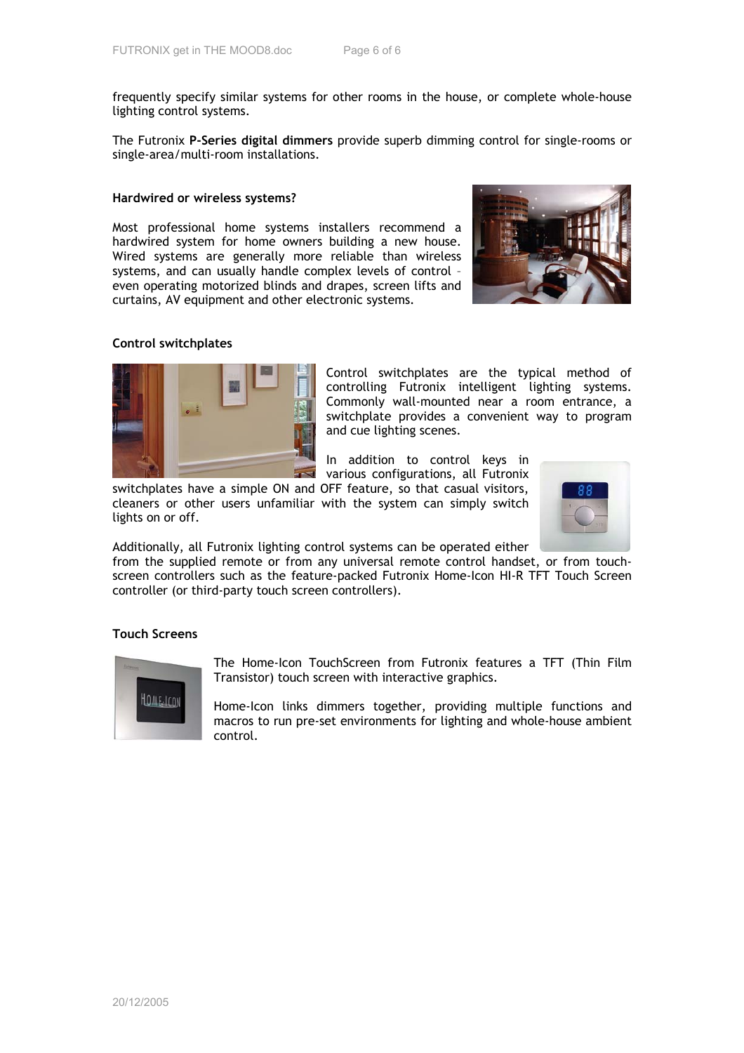frequently specify similar systems for other rooms in the house, or complete whole-house lighting control systems.

The Futronix **P-Series digital dimmers** provide superb dimming control for single-rooms or single-area/multi-room installations.

**Hardwired or wireless systems?**

Most professional home systems installers recommend a hardwired system for home owners building a new house. Wired systems are generally more reliable than wireless systems, and can usually handle complex levels of control – even operating motorized blinds and drapes, screen lifts and curtains, AV equipment and other electronic systems.

**Control switchplates**

Control switchplates are the typical method of controlling Futronix intelligent lighting systems. Commonly wall-mounted near a room entrance, a switchplate provides a convenient way to program and cue lighting scenes.

In addition to control keys in various configurations, all Futronix switchplates have a simple ON and OFF feature, so that casual visitors, cleaners or other users unfamiliar with the system can simply switch lights on or off.

Additionally, all Futronix lighting control systems can be operated either from the supplied remote or from any universal remote control handset, or from touch-screen controllers such as the feature-packed Futronix Home-Icon HI-R TFT Touch Screen controller (or third-party touch screen controllers).

**Touch Screens**

The Home-Icon TouchScreen from Futronix features a TFT (Thin Film Transistor) touch screen with interactive graphics.

Home-Icon links dimmers together, providing multiple functions and macros to run pre-set environments for lighting and whole-house ambient control.